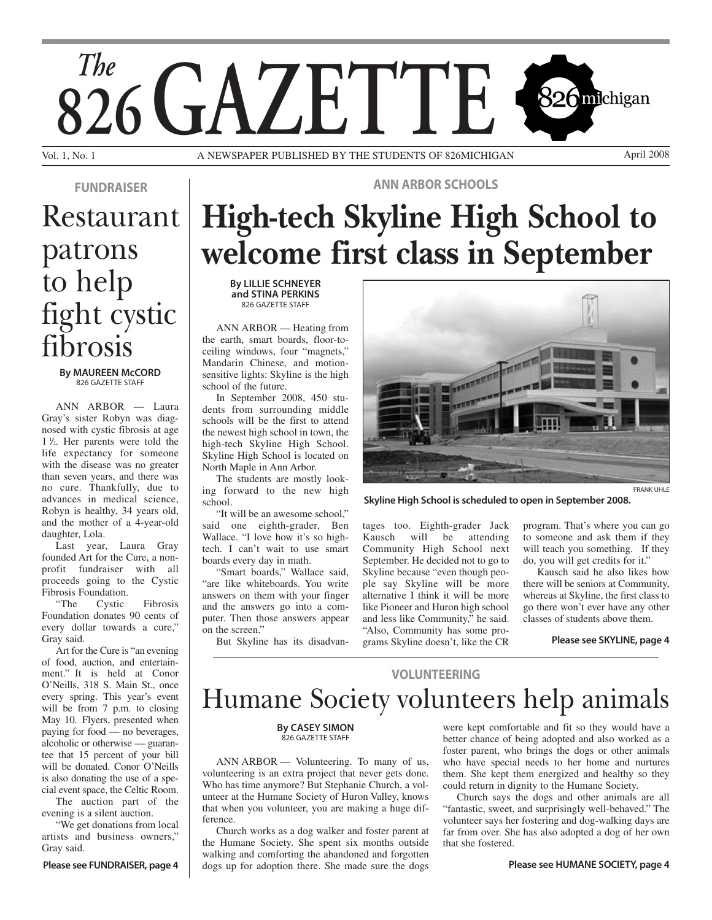# The 826 GAZETTE

Vol. 1, No. 1 — A NEWSPAPER PUBLISHED BY THE STUDENTS OF 826MICHIGAN — April 2008

**ANN ARBOR SCHOOLS**

## High-tech Skyline High School to welcome first class in September

**By LILLIE SCHNEYER and STINA PERKINS**
826 GAZETTE STAFF

ANN ARBOR — Heating from the earth, smart boards, floor-to-ceiling windows, four "magnets," Mandarin Chinese, and motion-sensitive lights: Skyline is the high school of the future.

In September 2008, 450 students from surrounding middle schools will be the first to attend the newest high school in town, the high-tech Skyline High School. Skyline High School is located on North Maple in Ann Arbor.

The students are mostly looking forward to the new high school.

"It will be an awesome school," said one eighth-grader, Ben Wallace. "I love how it's so high-tech. I can't wait to use smart boards every day in math.

"Smart boards," Wallace said, "are like whiteboards. You write answers on them with your finger and the answers go into a computer. Then those answers appear on the screen."

But Skyline has its disadvantages too. Eighth-grader Jack Kausch will be attending Community High School next September. He decided not to go to Skyline because "even though people say Skyline will be more alternative I think it will be more like Pioneer and Huron high school and less like Community," he said. "Also, Community has some programs Skyline doesn't, like the CR program. That's where you can go to someone and ask them if they will teach you something. If they do, you will get credits for it."

Kausch said he also likes how there will be seniors at Community, whereas at Skyline, the first class to go there won't ever have any other classes of students above them.

FRANK UHLE
**Skyline High School is scheduled to open in September 2008.**

**Please see SKYLINE, page 4**

**FUNDRAISER**

## Restaurant patrons to help fight cystic fibrosis

**By MAUREEN McCORD**
826 GAZETTE STAFF

ANN ARBOR — Laura Gray's sister Robyn was diagnosed with cystic fibrosis at age 1 ½. Her parents were told the life expectancy for someone with the disease was no greater than seven years, and there was no cure. Thankfully, due to advances in medical science, Robyn is healthy, 34 years old, and the mother of a 4-year-old daughter, Lola.

Last year, Laura Gray founded Art for the Cure, a nonprofit fundraiser with all proceeds going to the Cystic Fibrosis Foundation.

"The Cystic Fibrosis Foundation donates 90 cents of every dollar towards a cure," Gray said.

Art for the Cure is "an evening of food, auction, and entertainment." It is held at Conor O'Neills, 318 S. Main St., once every spring. This year's event will be from 7 p.m. to closing May 10. Flyers, presented when paying for food — no beverages, alcoholic or otherwise — guarantee that 15 percent of your bill will be donated. Conor O'Neills is also donating the use of a special event space, the Celtic Room.

The auction part of the evening is a silent auction.

"We get donations from local artists and business owners," Gray said.

**Please see FUNDRAISER, page 4**

**VOLUNTEERING**

## Humane Society volunteers help animals

**By CASEY SIMON**
826 GAZETTE STAFF

ANN ARBOR — Volunteering. To many of us, volunteering is an extra project that never gets done. Who has time anymore? But Stephanie Church, a volunteer at the Humane Society of Huron Valley, knows that when you volunteer, you are making a huge difference.

Church works as a dog walker and foster parent at the Humane Society. She spent six months outside walking and comforting the abandoned and forgotten dogs up for adoption there. She made sure the dogs were kept comfortable and fit so they would have a better chance of being adopted and also worked as a foster parent, who brings the dogs or other animals who have special needs to her home and nurtures them. She kept them energized and healthy so they could return in dignity to the Humane Society.

Church says the dogs and other animals are all "fantastic, sweet, and surprisingly well-behaved." The volunteer says her fostering and dog-walking days are far from over. She has also adopted a dog of her own that she fostered.

**Please see HUMANE SOCIETY, page 4**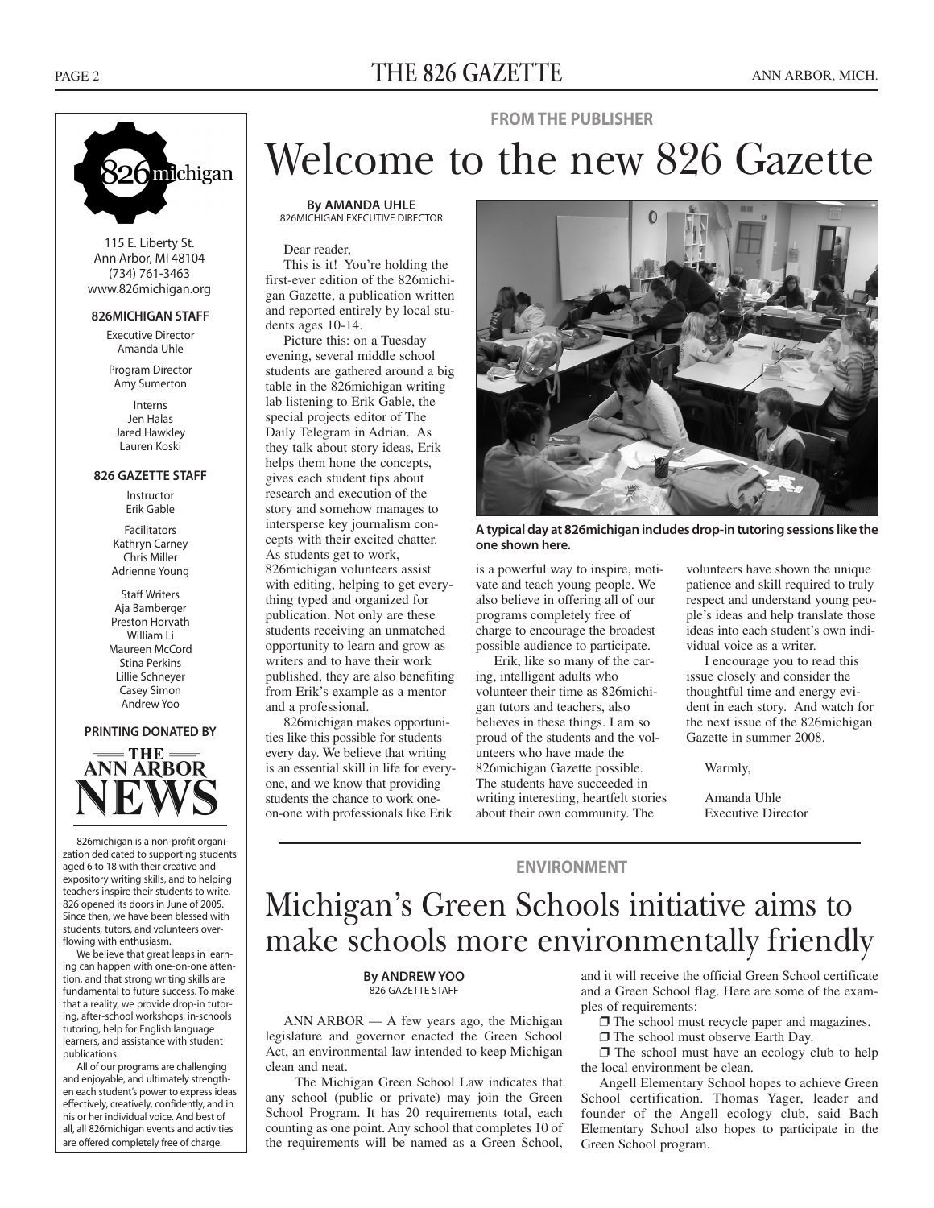826michigan

115 E. Liberty St.
Ann Arbor, MI 48104
(734) 761-3463
www.826michigan.org

**826MICHIGAN STAFF**

Executive Director
Amanda Uhle

Program Director
Amy Sumerton

Interns
Jen Halas
Jared Hawkley
Lauren Koski

**826 GAZETTE STAFF**

Instructor
Erik Gable

Facilitators
Kathryn Carney
Chris Miller
Adrienne Young

Staff Writers
Aja Bamberger
Preston Horvath
William Li
Maureen McCord
Stina Perkins
Lillie Schneyer
Casey Simon
Andrew Yoo

**PRINTING DONATED BY**

THE ANN ARBOR NEWS

826michigan is a non-profit organization dedicated to supporting students aged 6 to 18 with their creative and expository writing skills, and to helping teachers inspire their students to write. 826 opened its doors in June of 2005. Since then, we have been blessed with students, tutors, and volunteers overflowing with enthusiasm.

We believe that great leaps in learning can happen with one-on-one attention, and that strong writing skills are fundamental to future success. To make that a reality, we provide drop-in tutoring, after-school workshops, in-schools tutoring, help for English language learners, and assistance with student publications.

All of our programs are challenging and enjoyable, and ultimately strengthen each student's power to express ideas effectively, creatively, confidently, and in his or her individual voice. And best of all, all 826michigan events and activities are offered completely free of charge.

FROM THE PUBLISHER

# Welcome to the new 826 Gazette

**By AMANDA UHLE**
826MICHIGAN EXECUTIVE DIRECTOR

Dear reader,

This is it! You're holding the first-ever edition of the 826michigan Gazette, a publication written and reported entirely by local students ages 10-14.

Picture this: on a Tuesday evening, several middle school students are gathered around a big table in the 826michigan writing lab listening to Erik Gable, the special projects editor of The Daily Telegram in Adrian. As they talk about story ideas, Erik helps them hone the concepts, gives each student tips about research and execution of the story and somehow manages to intersperse key journalism concepts with their excited chatter. As students get to work, 826michigan volunteers assist with editing, helping to get everything typed and organized for publication. Not only are these students receiving an unmatched opportunity to learn and grow as writers and to have their work published, they are also benefiting from Erik's example as a mentor and a professional.

826michigan makes opportunities like this possible for students every day. We believe that writing is an essential skill in life for everyone, and we know that providing students the chance to work one-on-one with professionals like Erik is a powerful way to inspire, motivate and teach young people. We also believe in offering all of our programs completely free of charge to encourage the broadest possible audience to participate.

**A typical day at 826michigan includes drop-in tutoring sessions like the one shown here.**

Erik, like so many of the caring, intelligent adults who volunteer their time as 826michigan tutors and teachers, also believes in these things. I am so proud of the students and the volunteers who have made the 826michigan Gazette possible. The students have succeeded in writing interesting, heartfelt stories about their own community. The volunteers have shown the unique patience and skill required to truly respect and understand young people's ideas and help translate those ideas into each student's own individual voice as a writer.

I encourage you to read this issue closely and consider the thoughtful time and energy evident in each story. And watch for the next issue of the 826michigan Gazette in summer 2008.

Warmly,

Amanda Uhle
Executive Director

ENVIRONMENT

# Michigan's Green Schools initiative aims to make schools more environmentally friendly

**By ANDREW YOO**
826 GAZETTE STAFF

ANN ARBOR — A few years ago, the Michigan legislature and governor enacted the Green School Act, an environmental law intended to keep Michigan clean and neat.

The Michigan Green School Law indicates that any school (public or private) may join the Green School Program. It has 20 requirements total, each counting as one point. Any school that completes 10 of the requirements will be named as a Green School, and it will receive the official Green School certificate and a Green School flag. Here are some of the examples of requirements:

- ❐ The school must recycle paper and magazines.
- ❐ The school must observe Earth Day.
- ❐ The school must have an ecology club to help the local environment be clean.

Angell Elementary School hopes to achieve Green School certification. Thomas Yager, leader and founder of the Angell ecology club, said Bach Elementary School also hopes to participate in the Green School program.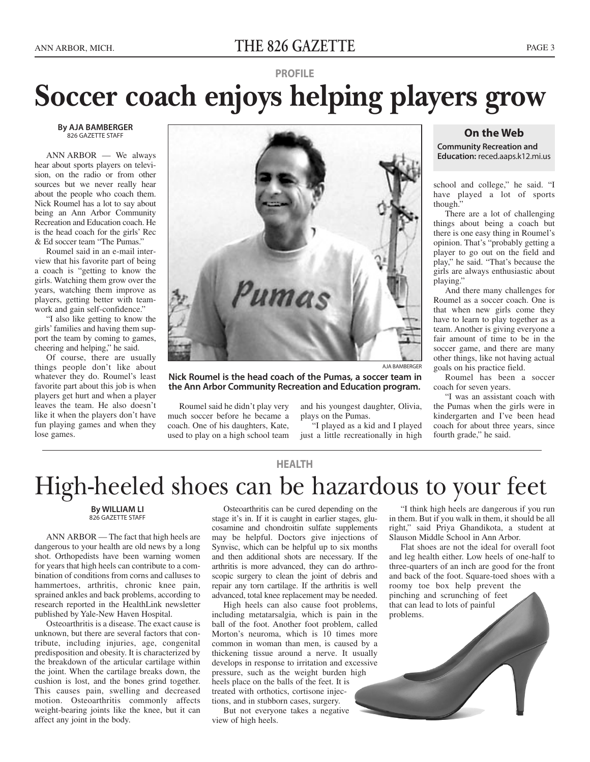PROFILE

# Soccer coach enjoys helping players grow

**By AJA BAMBERGER**
826 GAZETTE STAFF

ANN ARBOR — We always hear about sports players on television, on the radio or from other sources but we never really hear about the people who coach them. Nick Roumel has a lot to say about being an Ann Arbor Community Recreation and Education coach. He is the head coach for the girls' Rec & Ed soccer team "The Pumas."

Roumel said in an e-mail interview that his favorite part of being a coach is "getting to know the girls. Watching them grow over the years, watching them improve as players, getting better with teamwork and gain self-confidence."

"I also like getting to know the girls' families and having them support the team by coming to games, cheering and helping," he said.

Of course, there are usually things people don't like about whatever they do. Roumel's least favorite part about this job is when players get hurt and when a player leaves the team. He also doesn't like it when the players don't have fun playing games and when they lose games.

AJA BAMBERGER

**Nick Roumel is the head coach of the Pumas, a soccer team in the Ann Arbor Community Recreation and Education program.**

Roumel said he didn't play very much soccer before he became a coach. One of his daughters, Kate, used to play on a high school team and his youngest daughter, Olivia, plays on the Pumas.

"I played as a kid and I played just a little recreationally in high school and college," he said. "I have played a lot of sports though."

There are a lot of challenging things about being a coach but there is one easy thing in Roumel's opinion. That's "probably getting a player to go out on the field and play," he said. "That's because the girls are always enthusiastic about playing."

And there many challenges for Roumel as a soccer coach. One is that when new girls come they have to learn to play together as a team. Another is giving everyone a fair amount of time to be in the soccer game, and there are many other things, like not having actual goals on his practice field.

Roumel has been a soccer coach for seven years.

"I was an assistant coach with the Pumas when the girls were in kindergarten and I've been head coach for about three years, since fourth grade," he said.

**On the Web**

**Community Recreation and Education:** reced.aaps.k12.mi.us

HEALTH

# High-heeled shoes can be hazardous to your feet

**By WILLIAM LI**
826 GAZETTE STAFF

ANN ARBOR — The fact that high heels are dangerous to your health are old news by a long shot. Orthopedists have been warning women for years that high heels can contribute to a combination of conditions from corns and calluses to hammertoes, arthritis, chronic knee pain, sprained ankles and back problems, according to research reported in the HealthLink newsletter published by Yale-New Haven Hospital.

Osteoarthritis is a disease. The exact cause is unknown, but there are several factors that contribute, including injuries, age, congenital predisposition and obesity. It is characterized by the breakdown of the articular cartilage within the joint. When the cartilage breaks down, the cushion is lost, and the bones grind together. This causes pain, swelling and decreased motion. Osteoarthritis commonly affects weight-bearing joints like the knee, but it can affect any joint in the body.

Osteoarthritis can be cured depending on the stage it's in. If it is caught in earlier stages, glucosamine and chondroitin sulfate supplements may be helpful. Doctors give injections of Synvisc, which can be helpful up to six months and then additional shots are necessary. If the arthritis is more advanced, they can do arthroscopic surgery to clean the joint of debris and repair any torn cartilage. If the arthritis is well advanced, total knee replacement may be needed.

High heels can also cause foot problems, including metatarsalgia, which is pain in the ball of the foot. Another foot problem, called Morton's neuroma, which is 10 times more common in woman than men, is caused by a thickening tissue around a nerve. It usually develops in response to irritation and excessive pressure, such as the weight burden high heels place on the balls of the feet. It is treated with orthotics, cortisone injections, and in stubborn cases, surgery.

But not everyone takes a negative view of high heels.

"I think high heels are dangerous if you run in them. But if you walk in them, it should be all right," said Priya Ghandikota, a student at Slauson Middle School in Ann Arbor.

Flat shoes are not the ideal for overall foot and leg health either. Low heels of one-half to three-quarters of an inch are good for the front and back of the foot. Square-toed shoes with a roomy toe box help prevent the pinching and scrunching of feet that can lead to lots of painful problems.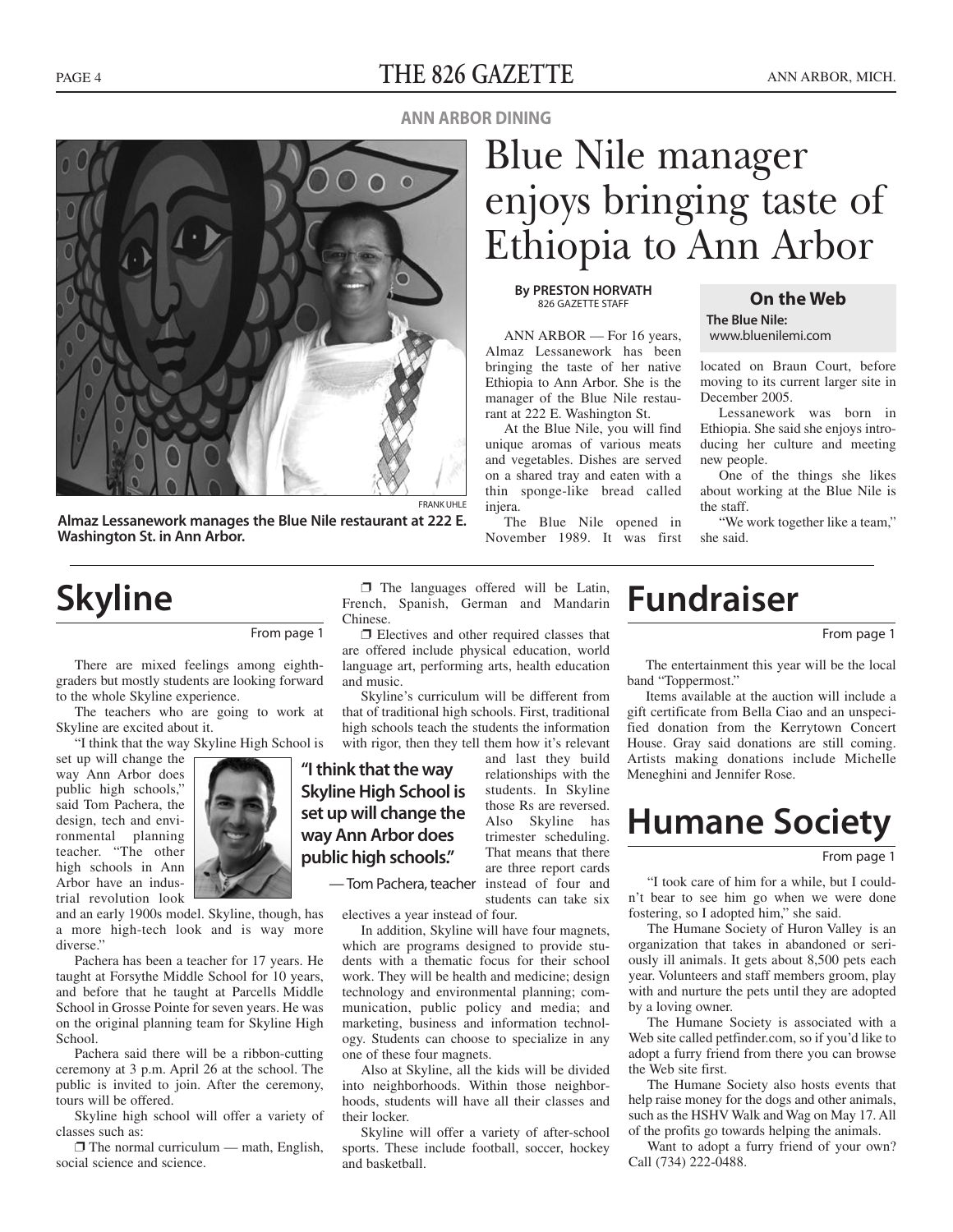ANN ARBOR DINING

# Blue Nile manager enjoys bringing taste of Ethiopia to Ann Arbor

FRANK UHLE

**Almaz Lessanework manages the Blue Nile restaurant at 222 E. Washington St. in Ann Arbor.**

**By PRESTON HORVATH**
826 GAZETTE STAFF

ANN ARBOR — For 16 years, Almaz Lessanework has been bringing the taste of her native Ethiopia to Ann Arbor. She is the manager of the Blue Nile restaurant at 222 E. Washington St.

At the Blue Nile, you will find unique aromas of various meats and vegetables. Dishes are served on a shared tray and eaten with a thin sponge-like bread called injera.

The Blue Nile opened in November 1989. It was first located on Braun Court, before moving to its current larger site in December 2005.

Lessanework was born in Ethiopia. She said she enjoys introducing her culture and meeting new people.

One of the things she likes about working at the Blue Nile is the staff.

"We work together like a team," she said.

**On the Web**

**The Blue Nile:**
www.bluenilemi.com

## Skyline

From page 1

There are mixed feelings among eighth-graders but mostly students are looking forward to the whole Skyline experience.

The teachers who are going to work at Skyline are excited about it.

"I think that the way Skyline High School is set up will change the way Ann Arbor does public high schools," said Tom Pachera, the design, tech and environmental planning teacher. "The other high schools in Ann Arbor have an industrial revolution look and an early 1900s model. Skyline, though, has a more high-tech look and is way more diverse."

**"I think that the way Skyline High School is set up will change the way Ann Arbor does public high schools."**

— Tom Pachera, teacher

Pachera has been a teacher for 17 years. He taught at Forsythe Middle School for 10 years, and before that he taught at Parcells Middle School in Grosse Pointe for seven years. He was on the original planning team for Skyline High School.

Pachera said there will be a ribbon-cutting ceremony at 3 p.m. April 26 at the school. The public is invited to join. After the ceremony, tours will be offered.

Skyline high school will offer a variety of classes such as:

❒ The normal curriculum — math, English, social science and science.

❒ The languages offered will be Latin, French, Spanish, German and Mandarin Chinese.

❒ Electives and other required classes that are offered include physical education, world language art, performing arts, health education and music.

Skyline's curriculum will be different from that of traditional high schools. First, traditional high schools teach the students the information with rigor, then they tell them how it's relevant and last they build relationships with the students. In Skyline those Rs are reversed. Also Skyline has trimester scheduling. That means that there are three report cards instead of four and students can take six electives a year instead of four.

In addition, Skyline will have four magnets, which are programs designed to provide students with a thematic focus for their school work. They will be health and medicine; design technology and environmental planning; communication, public policy and media; and marketing, business and information technology. Students can choose to specialize in any one of these four magnets.

Also at Skyline, all the kids will be divided into neighborhoods. Within those neighborhoods, students will have all their classes and their locker.

Skyline will offer a variety of after-school sports. These include football, soccer, hockey and basketball.

## Fundraiser

From page 1

The entertainment this year will be the local band "Toppermost."

Items available at the auction will include a gift certificate from Bella Ciao and an unspecified donation from the Kerrytown Concert House. Gray said donations are still coming. Artists making donations include Michelle Meneghini and Jennifer Rose.

## Humane Society

From page 1

"I took care of him for a while, but I couldn't bear to see him go when we were done fostering, so I adopted him," she said.

The Humane Society of Huron Valley is an organization that takes in abandoned or seriously ill animals. It gets about 8,500 pets each year. Volunteers and staff members groom, play with and nurture the pets until they are adopted by a loving owner.

The Humane Society is associated with a Web site called petfinder.com, so if you'd like to adopt a furry friend from there you can browse the Web site first.

The Humane Society also hosts events that help raise money for the dogs and other animals, such as the HSHV Walk and Wag on May 17. All of the profits go towards helping the animals.

Want to adopt a furry friend of your own? Call (734) 222-0488.